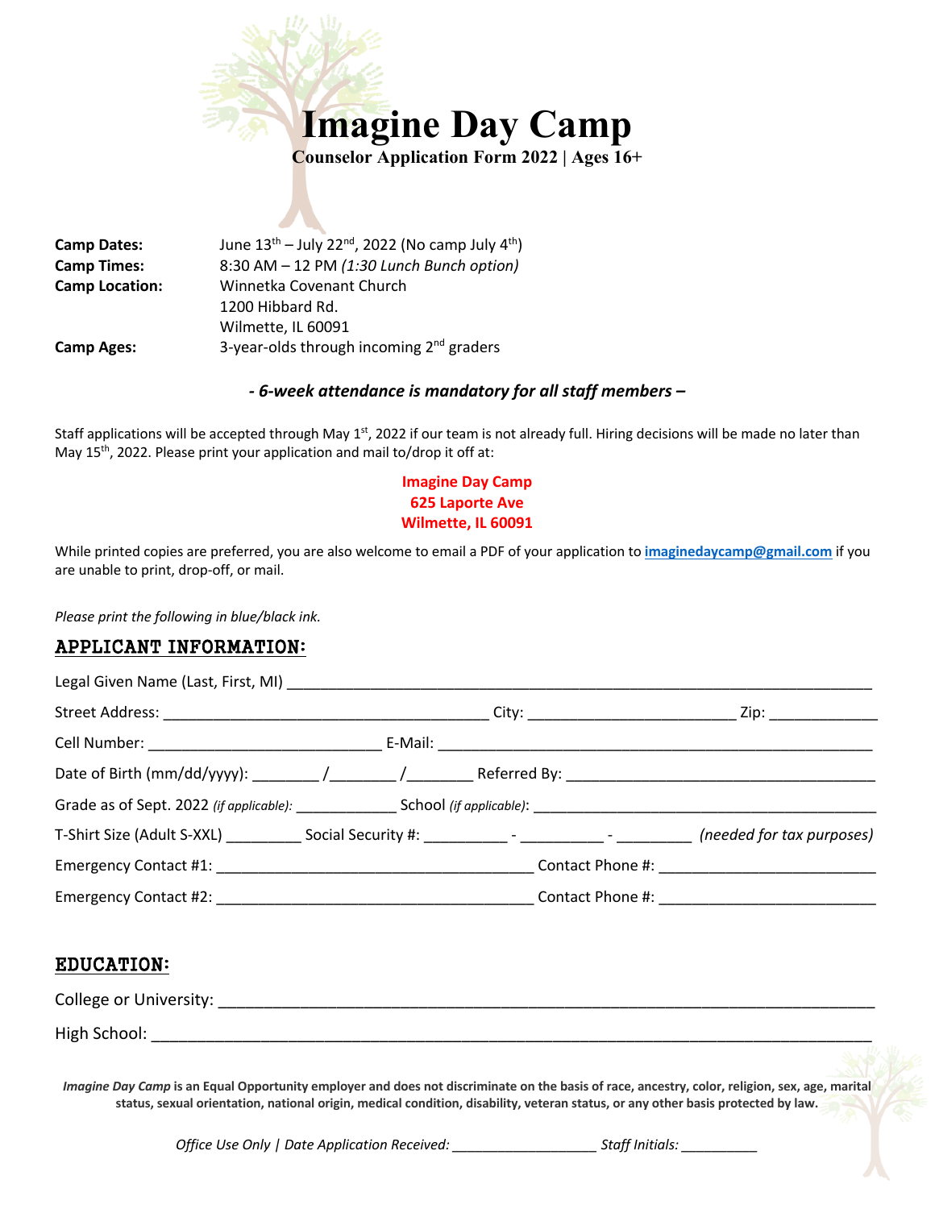# Imagine Day Camp

**Counselor Application Form 2022 | Ages 16+**

| | |
|---|---|
| **Camp Dates:** | June 13th – July 22nd, 2022 (No camp July 4th) |
| **Camp Times:** | 8:30 AM – 12 PM *(1:30 Lunch Bunch option)* |
| **Camp Location:** | Winnetka Covenant Church<br>1200 Hibbard Rd.<br>Wilmette, IL 60091 |
| **Camp Ages:** | 3-year-olds through incoming 2nd graders |

***- 6-week attendance is mandatory for all staff members –***

Staff applications will be accepted through May 1st, 2022 if our team is not already full. Hiring decisions will be made no later than May 15th, 2022. Please print your application and mail to/drop it off at:

**Imagine Day Camp**
**625 Laporte Ave**
**Wilmette, IL 60091**

While printed copies are preferred, you are also welcome to email a PDF of your application to **imaginedaycamp@gmail.com** if you are unable to print, drop-off, or mail.

*Please print the following in blue/black ink.*

## APPLICANT INFORMATION:

Legal Given Name (Last, First, MI) ______________________________________________

Street Address: ______________________________ City: ____________________ Zip: __________

Cell Number: ______________________ E-Mail: ________________________________________

Date of Birth (mm/dd/yyyy): _______ /_______ /_______ Referred By: ____________________________

Grade as of Sept. 2022 *(if applicable)*: ___________ School *(if applicable)*: ______________________________

T-Shirt Size (Adult S-XXL) ________ Social Security #: _________ - _________ - ________ *(needed for tax purposes)*

Emergency Contact #1: ______________________________ Contact Phone #: ____________________

Emergency Contact #2: ______________________________ Contact Phone #: ____________________

## EDUCATION:

College or University: ______________________________________________________________

High School: ____________________________________________________________________

***Imagine Day Camp*** **is an Equal Opportunity employer and does not discriminate on the basis of race, ancestry, color, religion, sex, age, marital status, sexual orientation, national origin, medical condition, disability, veteran status, or any other basis protected by law.**

*Office Use Only | Date Application Received: _______________ Staff Initials: _________*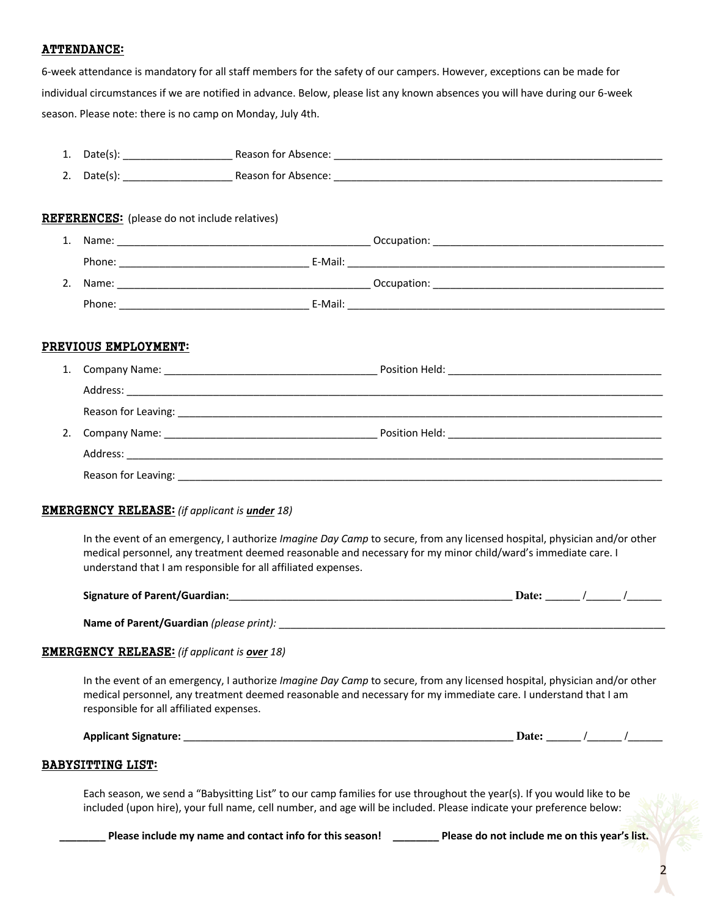## ATTENDANCE:

6-week attendance is mandatory for all staff members for the safety of our campers. However, exceptions can be made for individual circumstances if we are notified in advance. Below, please list any known absences you will have during our 6-week season. Please note: there is no camp on Monday, July 4th.

1. Date(s): ___________________ Reason for Absence: ___________________________________________________________
2. Date(s): ___________________ Reason for Absence: ___________________________________________________________

## REFERENCES: (please do not include relatives)

1. Name: ____________________________________________ Occupation: ________________________________________
   Phone: _________________________________ E-Mail: _________________________________________________________
2. Name: ____________________________________________ Occupation: ________________________________________
   Phone: _________________________________ E-Mail: _________________________________________________________

## PREVIOUS EMPLOYMENT:

1. Company Name: ____________________________________ Position Held: _____________________________________
   Address: _________________________________________________________________________________________________
   Reason for Leaving: _______________________________________________________________________________________
2. Company Name: ____________________________________ Position Held: _____________________________________
   Address: _________________________________________________________________________________________________
   Reason for Leaving: _______________________________________________________________________________________

## EMERGENCY RELEASE: *(if applicant is **under** 18)*

In the event of an emergency, I authorize *Imagine Day Camp* to secure, from any licensed hospital, physician and/or other medical personnel, any treatment deemed reasonable and necessary for my minor child/ward's immediate care. I understand that I am responsible for all affiliated expenses.

**Signature of Parent/Guardian:**___________________________________________________ **Date:** ______ /______ /______

**Name of Parent/Guardian** *(please print):* ______________________________________________________________________

## EMERGENCY RELEASE: *(if applicant is **over** 18)*

In the event of an emergency, I authorize *Imagine Day Camp* to secure, from any licensed hospital, physician and/or other medical personnel, any treatment deemed reasonable and necessary for my immediate care. I understand that I am responsible for all affiliated expenses.

**Applicant Signature:** __________________________________________________________ **Date:** ______ /______ /______

## BABYSITTING LIST:

Each season, we send a "Babysitting List" to our camp families for use throughout the year(s). If you would like to be included (upon hire), your full name, cell number, and age will be included. Please indicate your preference below:

**________ Please include my name and contact info for this season!** **________ Please do not include me on this year's list.**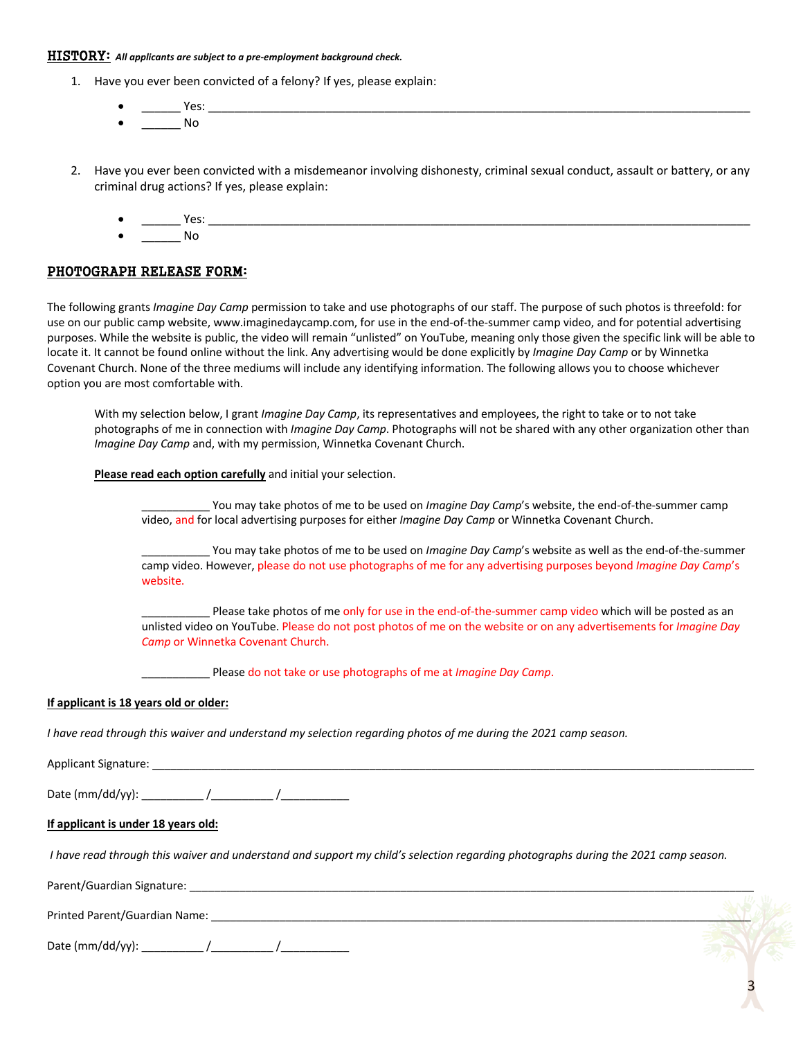## HISTORY: *All applicants are subject to a pre-employment background check.*

1. Have you ever been convicted of a felony? If yes, please explain:
   - ______ Yes: ________________________________________________________________________________
   - ______ No

2. Have you ever been convicted with a misdemeanor involving dishonesty, criminal sexual conduct, assault or battery, or any criminal drug actions? If yes, please explain:
   - ______ Yes: ________________________________________________________________________________
   - ______ No

## PHOTOGRAPH RELEASE FORM:

The following grants *Imagine Day Camp* permission to take and use photographs of our staff. The purpose of such photos is threefold: for use on our public camp website, www.imaginedaycamp.com, for use in the end-of-the-summer camp video, and for potential advertising purposes. While the website is public, the video will remain "unlisted" on YouTube, meaning only those given the specific link will be able to locate it. It cannot be found online without the link. Any advertising would be done explicitly by *Imagine Day Camp* or by Winnetka Covenant Church. None of the three mediums will include any identifying information. The following allows you to choose whichever option you are most comfortable with.

With my selection below, I grant *Imagine Day Camp*, its representatives and employees, the right to take or to not take photographs of me in connection with *Imagine Day Camp*. Photographs will not be shared with any other organization other than *Imagine Day Camp* and, with my permission, Winnetka Covenant Church.

**Please read each option carefully** and initial your selection.

___________ You may take photos of me to be used on *Imagine Day Camp*'s website, the end-of-the-summer camp video, and for local advertising purposes for either *Imagine Day Camp* or Winnetka Covenant Church.

___________ You may take photos of me to be used on *Imagine Day Camp*'s website as well as the end-of-the-summer camp video. However, please do not use photographs of me for any advertising purposes beyond *Imagine Day Camp*'s website.

___________ Please take photos of me only for use in the end-of-the-summer camp video which will be posted as an unlisted video on YouTube. Please do not post photos of me on the website or on any advertisements for *Imagine Day Camp* or Winnetka Covenant Church.

___________ Please do not take or use photographs of me at *Imagine Day Camp*.

**If applicant is 18 years old or older:**

*I have read through this waiver and understand my selection regarding photos of me during the 2021 camp season.*

Applicant Signature: ____________________________________________________________________________________

Date (mm/dd/yy): __________ /__________ /___________

**If applicant is under 18 years old:**

*I have read through this waiver and understand and support my child's selection regarding photographs during the 2021 camp season.*

Parent/Guardian Signature: _______________________________________________________________________________

Printed Parent/Guardian Name: ____________________________________________________________________________

Date (mm/dd/yy): __________ /__________ /___________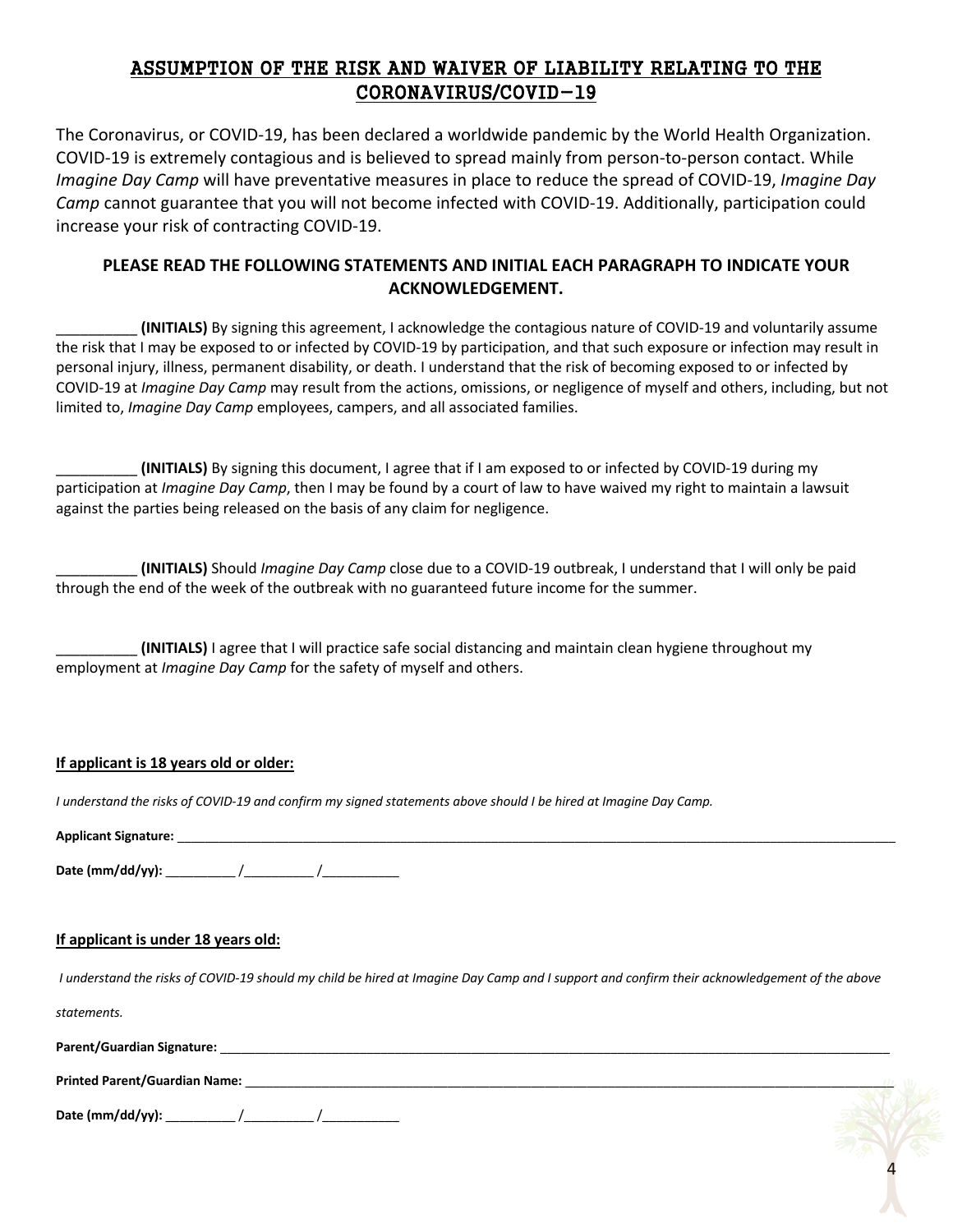## ASSUMPTION OF THE RISK AND WAIVER OF LIABILITY RELATING TO THE CORONAVIRUS/COVID-19

The Coronavirus, or COVID-19, has been declared a worldwide pandemic by the World Health Organization. COVID-19 is extremely contagious and is believed to spread mainly from person-to-person contact. While *Imagine Day Camp* will have preventative measures in place to reduce the spread of COVID-19, *Imagine Day Camp* cannot guarantee that you will not become infected with COVID-19. Additionally, participation could increase your risk of contracting COVID-19.

**PLEASE READ THE FOLLOWING STATEMENTS AND INITIAL EACH PARAGRAPH TO INDICATE YOUR ACKNOWLEDGEMENT.**

__________ **(INITIALS)** By signing this agreement, I acknowledge the contagious nature of COVID-19 and voluntarily assume the risk that I may be exposed to or infected by COVID-19 by participation, and that such exposure or infection may result in personal injury, illness, permanent disability, or death. I understand that the risk of becoming exposed to or infected by COVID-19 at *Imagine Day Camp* may result from the actions, omissions, or negligence of myself and others, including, but not limited to, *Imagine Day Camp* employees, campers, and all associated families.

__________ **(INITIALS)** By signing this document, I agree that if I am exposed to or infected by COVID-19 during my participation at *Imagine Day Camp*, then I may be found by a court of law to have waived my right to maintain a lawsuit against the parties being released on the basis of any claim for negligence.

__________ **(INITIALS)** Should *Imagine Day Camp* close due to a COVID-19 outbreak, I understand that I will only be paid through the end of the week of the outbreak with no guaranteed future income for the summer.

__________ **(INITIALS)** I agree that I will practice safe social distancing and maintain clean hygiene throughout my employment at *Imagine Day Camp* for the safety of myself and others.

**If applicant is 18 years old or older:**

*I understand the risks of COVID-19 and confirm my signed statements above should I be hired at Imagine Day Camp.*

**Applicant Signature:** ____________________________________________

**Date (mm/dd/yy):** __________ /__________ /___________

**If applicant is under 18 years old:**

*I understand the risks of COVID-19 should my child be hired at Imagine Day Camp and I support and confirm their acknowledgement of the above statements.*

**Parent/Guardian Signature:** ____________________________________________

**Printed Parent/Guardian Name:** ____________________________________________

**Date (mm/dd/yy):** __________ /__________ /___________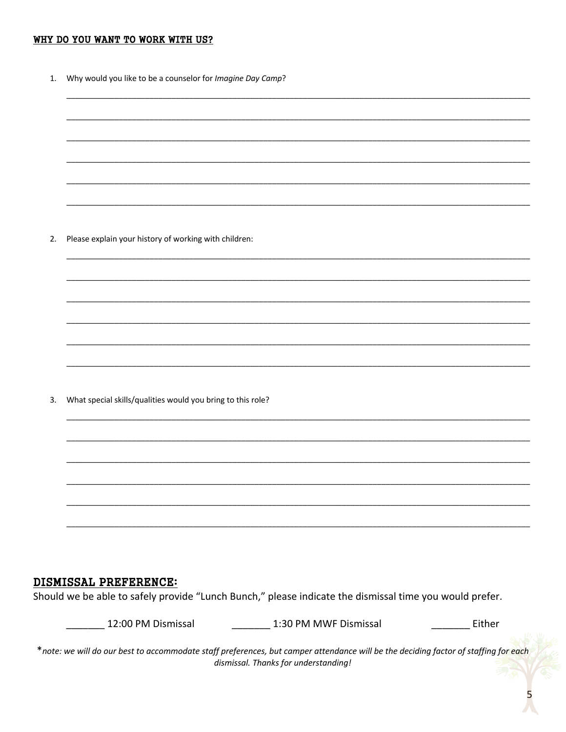## WHY DO YOU WANT TO WORK WITH US?

1. Why would you like to be a counselor for *Imagine Day Camp*?

_______________________________________________________________________________________________

_______________________________________________________________________________________________

_______________________________________________________________________________________________

_______________________________________________________________________________________________

_______________________________________________________________________________________________

_______________________________________________________________________________________________

2. Please explain your history of working with children:

_______________________________________________________________________________________________

_______________________________________________________________________________________________

_______________________________________________________________________________________________

_______________________________________________________________________________________________

_______________________________________________________________________________________________

_______________________________________________________________________________________________

3. What special skills/qualities would you bring to this role?

_______________________________________________________________________________________________

_______________________________________________________________________________________________

_______________________________________________________________________________________________

_______________________________________________________________________________________________

_______________________________________________________________________________________________

_______________________________________________________________________________________________

## DISMISSAL PREFERENCE:

Should we be able to safely provide "Lunch Bunch," please indicate the dismissal time you would prefer.

_______ 12:00 PM Dismissal    _______ 1:30 PM MWF Dismissal    _______ Either

*\*note: we will do our best to accommodate staff preferences, but camper attendance will be the deciding factor of staffing for each dismissal. Thanks for understanding!*